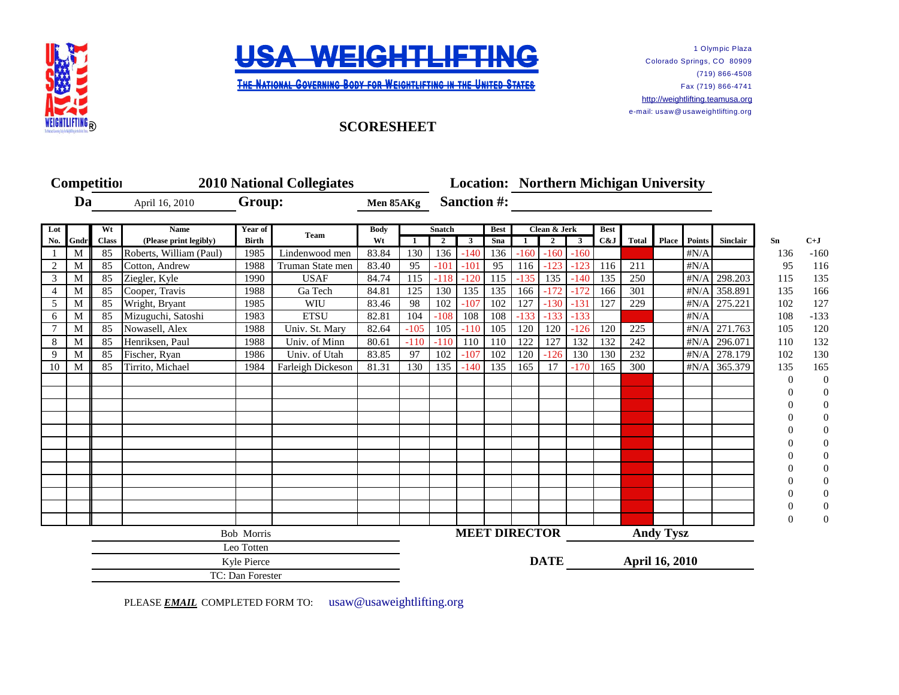# USA WEIGHTLIFTING

THE NATIONAL GOVERNING BODY FOR WEIGHTLIFTING IN THE UNITED STATES

1 Olympic Plaza
Colorado Springs, CO 80909
(719) 866-4508
Fax (719) 866-4741
http://weightlifting.teamusa.org
e-mail: usaw@usaweightlifting.org

## SCORESHEET

**Competition** 2010 National Collegiates **Location:** Northern Michigan University

**Date** April 16, 2010 **Group:** Men 85AKg **Sanction #:**

| Lot No. | Gndr | Wt Class | Name (Please print legibly) | Year of Birth | Team | Body Wt | Snatch 1 | Snatch 2 | Snatch 3 | Best Sna | Clean & Jerk 1 | Clean & Jerk 2 | Clean & Jerk 3 | Best C&J | Total | Place | Points | Sinclair | Sn | C+J |
|---|---|---|---|---|---|---|---|---|---|---|---|---|---|---|---|---|---|---|---|---|
| 1 | M | 85 | Roberts, William (Paul) | 1985 | Lindenwood men | 83.84 | 130 | 136 | -140 | 136 | -160 | -160 | -160 | | | | #N/A | | 136 | -160 |
| 2 | M | 85 | Cotton, Andrew | 1988 | Truman State men | 83.40 | 95 | -101 | -101 | 95 | 116 | -123 | -123 | 116 | 211 | | #N/A | | 95 | 116 |
| 3 | M | 85 | Ziegler, Kyle | 1990 | USAF | 84.74 | 115 | -118 | -120 | 115 | -135 | 135 | -140 | 135 | 250 | | #N/A | 298.203 | 115 | 135 |
| 4 | M | 85 | Cooper, Travis | 1988 | Ga Tech | 84.81 | 125 | 130 | 135 | 135 | 166 | -172 | -172 | 166 | 301 | | #N/A | 358.891 | 135 | 166 |
| 5 | M | 85 | Wright, Bryant | 1985 | WIU | 83.46 | 98 | 102 | -107 | 102 | 127 | -130 | -131 | 127 | 229 | | #N/A | 275.221 | 102 | 127 |
| 6 | M | 85 | Mizuguchi, Satoshi | 1983 | ETSU | 82.81 | 104 | -108 | 108 | 108 | -133 | -133 | -133 | | | | #N/A | | 108 | -133 |
| 7 | M | 85 | Nowasell, Alex | 1988 | Univ. St. Mary | 82.64 | -105 | 105 | -110 | 105 | 120 | 120 | -126 | 120 | 225 | | #N/A | 271.763 | 105 | 120 |
| 8 | M | 85 | Henriksen, Paul | 1988 | Univ. of Minn | 80.61 | -110 | -110 | 110 | 110 | 122 | 127 | 132 | 132 | 242 | | #N/A | 296.071 | 110 | 132 |
| 9 | M | 85 | Fischer, Ryan | 1986 | Univ. of Utah | 83.85 | 97 | 102 | -107 | 102 | 120 | -126 | 130 | 130 | 232 | | #N/A | 278.179 | 102 | 130 |
| 10 | M | 85 | Tirrito, Michael | 1984 | Farleigh Dickeson | 81.31 | 130 | 135 | -140 | 135 | 165 | 17 | -170 | 165 | 300 | | #N/A | 365.379 | 135 | 165 |
| | | | | | | | | | | | | | | | | | | | 0 | 0 |
| | | | | | | | | | | | | | | | | | | | 0 | 0 |
| | | | | | | | | | | | | | | | | | | | 0 | 0 |
| | | | | | | | | | | | | | | | | | | | 0 | 0 |
| | | | | | | | | | | | | | | | | | | | 0 | 0 |
| | | | | | | | | | | | | | | | | | | | 0 | 0 |
| | | | | | | | | | | | | | | | | | | | 0 | 0 |
| | | | | | | | | | | | | | | | | | | | 0 | 0 |
| | | | | | | | | | | | | | | | | | | | 0 | 0 |
| | | | | | | | | | | | | | | | | | | | 0 | 0 |
| | | | | | | | | | | | | | | | | | | | 0 | 0 |
| | | | | | | | | | | | | | | | | | | | 0 | 0 |

Bob Morris
Leo Totten
Kyle Pierce
TC: Dan Forester

**MEET DIRECTOR** Andy Tysz

**DATE** April 16, 2010

PLEASE ***EMAIL*** COMPLETED FORM TO: usaw@usaweightlifting.org